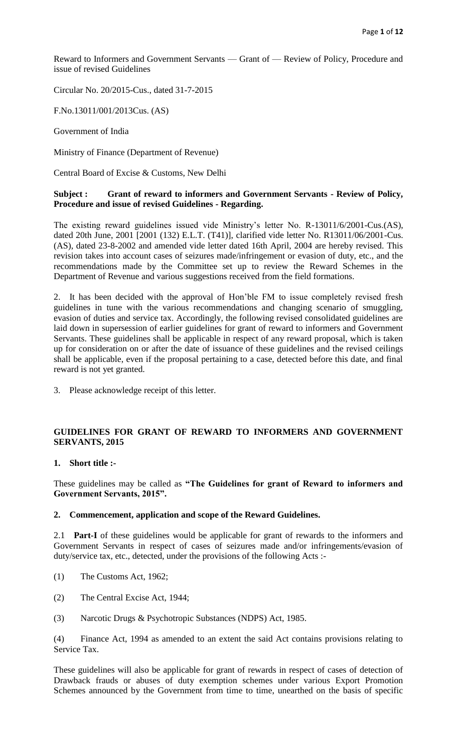Reward to Informers and Government Servants — Grant of — Review of Policy, Procedure and issue of revised Guidelines

Circular No. 20/2015-Cus., dated 31-7-2015

F.No.13011/001/2013Cus. (AS)

Government of India

Ministry of Finance (Department of Revenue)

Central Board of Excise & Customs, New Delhi

**Subject : Grant of reward to informers and Government Servants - Review of Policy, Procedure and issue of revised Guidelines - Regarding.**

The existing reward guidelines issued vide Ministry's letter No. R-13011/6/2001-Cus.(AS), dated 20th June, 2001 [2001 (132) E.L.T. (T41)], clarified vide letter No. R13011/06/2001-Cus. (AS), dated 23-8-2002 and amended vide letter dated 16th April, 2004 are hereby revised. This revision takes into account cases of seizures made/infringement or evasion of duty, etc., and the recommendations made by the Committee set up to review the Reward Schemes in the Department of Revenue and various suggestions received from the field formations.

2. It has been decided with the approval of Hon'ble FM to issue completely revised fresh guidelines in tune with the various recommendations and changing scenario of smuggling, evasion of duties and service tax. Accordingly, the following revised consolidated guidelines are laid down in supersession of earlier guidelines for grant of reward to informers and Government Servants. These guidelines shall be applicable in respect of any reward proposal, which is taken up for consideration on or after the date of issuance of these guidelines and the revised ceilings shall be applicable, even if the proposal pertaining to a case, detected before this date, and final reward is not yet granted.

3. Please acknowledge receipt of this letter.

## GUIDELINES FOR GRANT OF REWARD TO INFORMERS AND GOVERNMENT SERVANTS, 2015

### 1. Short title :-

These guidelines may be called as **"The Guidelines for grant of Reward to informers and Government Servants, 2015".**

### 2. Commencement, application and scope of the Reward Guidelines.

2.1 **Part-I** of these guidelines would be applicable for grant of rewards to the informers and Government Servants in respect of cases of seizures made and/or infringements/evasion of duty/service tax, etc., detected, under the provisions of the following Acts :-

(1) The Customs Act, 1962;

(2) The Central Excise Act, 1944;

(3) Narcotic Drugs & Psychotropic Substances (NDPS) Act, 1985.

(4) Finance Act, 1994 as amended to an extent the said Act contains provisions relating to Service Tax.

These guidelines will also be applicable for grant of rewards in respect of cases of detection of Drawback frauds or abuses of duty exemption schemes under various Export Promotion Schemes announced by the Government from time to time, unearthed on the basis of specific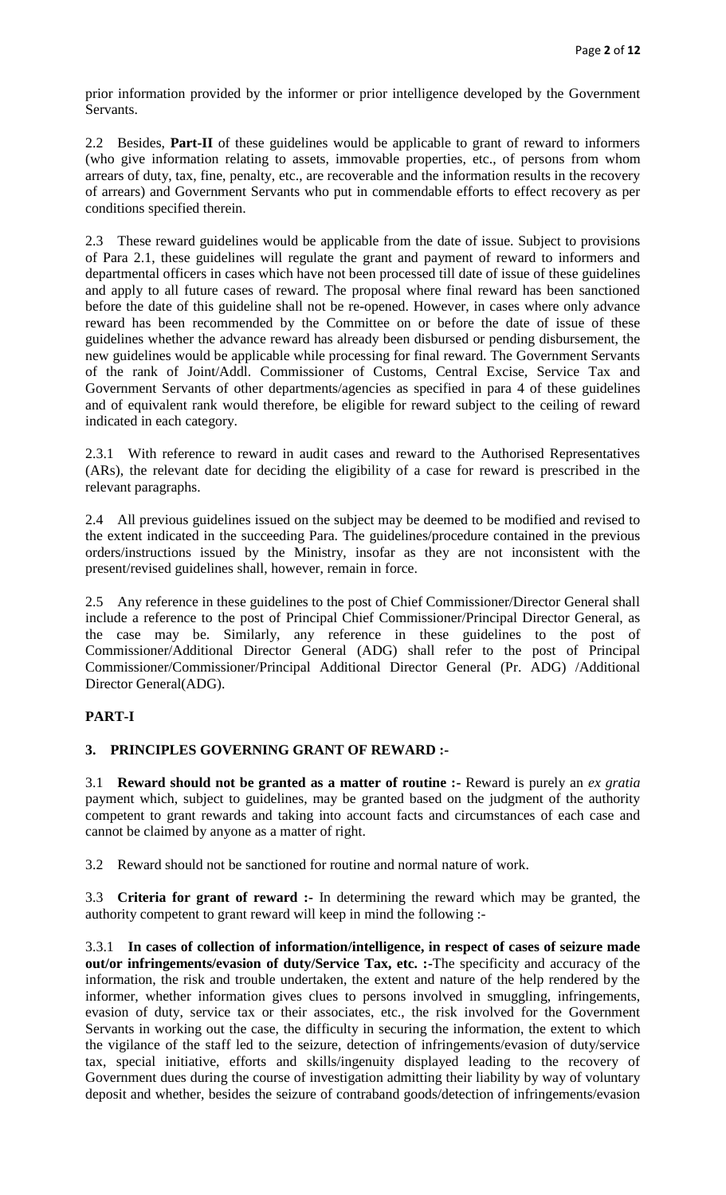prior information provided by the informer or prior intelligence developed by the Government Servants.

2.2 Besides, **Part-II** of these guidelines would be applicable to grant of reward to informers (who give information relating to assets, immovable properties, etc., of persons from whom arrears of duty, tax, fine, penalty, etc., are recoverable and the information results in the recovery of arrears) and Government Servants who put in commendable efforts to effect recovery as per conditions specified therein.

2.3 These reward guidelines would be applicable from the date of issue. Subject to provisions of Para 2.1, these guidelines will regulate the grant and payment of reward to informers and departmental officers in cases which have not been processed till date of issue of these guidelines and apply to all future cases of reward. The proposal where final reward has been sanctioned before the date of this guideline shall not be re-opened. However, in cases where only advance reward has been recommended by the Committee on or before the date of issue of these guidelines whether the advance reward has already been disbursed or pending disbursement, the new guidelines would be applicable while processing for final reward. The Government Servants of the rank of Joint/Addl. Commissioner of Customs, Central Excise, Service Tax and Government Servants of other departments/agencies as specified in para 4 of these guidelines and of equivalent rank would therefore, be eligible for reward subject to the ceiling of reward indicated in each category.

2.3.1 With reference to reward in audit cases and reward to the Authorised Representatives (ARs), the relevant date for deciding the eligibility of a case for reward is prescribed in the relevant paragraphs.

2.4 All previous guidelines issued on the subject may be deemed to be modified and revised to the extent indicated in the succeeding Para. The guidelines/procedure contained in the previous orders/instructions issued by the Ministry, insofar as they are not inconsistent with the present/revised guidelines shall, however, remain in force.

2.5 Any reference in these guidelines to the post of Chief Commissioner/Director General shall include a reference to the post of Principal Chief Commissioner/Principal Director General, as the case may be. Similarly, any reference in these guidelines to the post of Commissioner/Additional Director General (ADG) shall refer to the post of Principal Commissioner/Commissioner/Principal Additional Director General (Pr. ADG) /Additional Director General(ADG).

## PART-I

### 3. PRINCIPLES GOVERNING GRANT OF REWARD :-

3.1 **Reward should not be granted as a matter of routine :-** Reward is purely an *ex gratia* payment which, subject to guidelines, may be granted based on the judgment of the authority competent to grant rewards and taking into account facts and circumstances of each case and cannot be claimed by anyone as a matter of right.

3.2 Reward should not be sanctioned for routine and normal nature of work.

3.3 **Criteria for grant of reward :-** In determining the reward which may be granted, the authority competent to grant reward will keep in mind the following :-

3.3.1 **In cases of collection of information/intelligence, in respect of cases of seizure made out/or infringements/evasion of duty/Service Tax, etc. :-**The specificity and accuracy of the information, the risk and trouble undertaken, the extent and nature of the help rendered by the informer, whether information gives clues to persons involved in smuggling, infringements, evasion of duty, service tax or their associates, etc., the risk involved for the Government Servants in working out the case, the difficulty in securing the information, the extent to which the vigilance of the staff led to the seizure, detection of infringements/evasion of duty/service tax, special initiative, efforts and skills/ingenuity displayed leading to the recovery of Government dues during the course of investigation admitting their liability by way of voluntary deposit and whether, besides the seizure of contraband goods/detection of infringements/evasion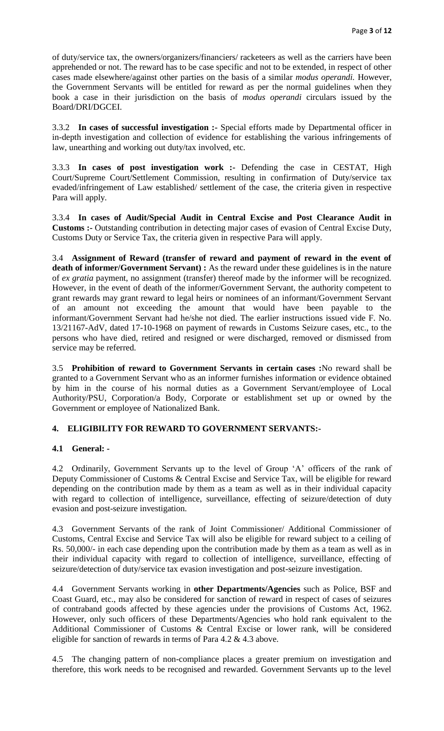of duty/service tax, the owners/organizers/financiers/ racketeers as well as the carriers have been apprehended or not. The reward has to be case specific and not to be extended, in respect of other cases made elsewhere/against other parties on the basis of a similar *modus operandi.* However, the Government Servants will be entitled for reward as per the normal guidelines when they book a case in their jurisdiction on the basis of *modus operandi* circulars issued by the Board/DRI/DGCEI.

3.3.2 **In cases of successful investigation :-** Special efforts made by Departmental officer in in-depth investigation and collection of evidence for establishing the various infringements of law, unearthing and working out duty/tax involved, etc.

3.3.3 **In cases of post investigation work :-** Defending the case in CESTAT, High Court/Supreme Court/Settlement Commission, resulting in confirmation of Duty/service tax evaded/infringement of Law established/ settlement of the case, the criteria given in respective Para will apply.

3.3.4 **In cases of Audit/Special Audit in Central Excise and Post Clearance Audit in Customs :-** Outstanding contribution in detecting major cases of evasion of Central Excise Duty, Customs Duty or Service Tax, the criteria given in respective Para will apply.

3.4 **Assignment of Reward (transfer of reward and payment of reward in the event of death of informer/Government Servant) :** As the reward under these guidelines is in the nature of *ex gratia* payment, no assignment (transfer) thereof made by the informer will be recognized. However, in the event of death of the informer/Government Servant, the authority competent to grant rewards may grant reward to legal heirs or nominees of an informant/Government Servant of an amount not exceeding the amount that would have been payable to the informant/Government Servant had he/she not died. The earlier instructions issued vide F. No. 13/21167-AdV, dated 17-10-1968 on payment of rewards in Customs Seizure cases, etc., to the persons who have died, retired and resigned or were discharged, removed or dismissed from service may be referred.

3.5 **Prohibition of reward to Government Servants in certain cases :**No reward shall be granted to a Government Servant who as an informer furnishes information or evidence obtained by him in the course of his normal duties as a Government Servant/employee of Local Authority/PSU, Corporation/a Body, Corporate or establishment set up or owned by the Government or employee of Nationalized Bank.

## 4. ELIGIBILITY FOR REWARD TO GOVERNMENT SERVANTS:-

### 4.1 General: -

4.2 Ordinarily, Government Servants up to the level of Group 'A' officers of the rank of Deputy Commissioner of Customs & Central Excise and Service Tax, will be eligible for reward depending on the contribution made by them as a team as well as in their individual capacity with regard to collection of intelligence, surveillance, effecting of seizure/detection of duty evasion and post-seizure investigation.

4.3 Government Servants of the rank of Joint Commissioner/ Additional Commissioner of Customs, Central Excise and Service Tax will also be eligible for reward subject to a ceiling of Rs. 50,000/- in each case depending upon the contribution made by them as a team as well as in their individual capacity with regard to collection of intelligence, surveillance, effecting of seizure/detection of duty/service tax evasion investigation and post-seizure investigation.

4.4 Government Servants working in **other Departments/Agencies** such as Police, BSF and Coast Guard, etc., may also be considered for sanction of reward in respect of cases of seizures of contraband goods affected by these agencies under the provisions of Customs Act, 1962. However, only such officers of these Departments/Agencies who hold rank equivalent to the Additional Commissioner of Customs & Central Excise or lower rank, will be considered eligible for sanction of rewards in terms of Para 4.2 & 4.3 above.

4.5 The changing pattern of non-compliance places a greater premium on investigation and therefore, this work needs to be recognised and rewarded. Government Servants up to the level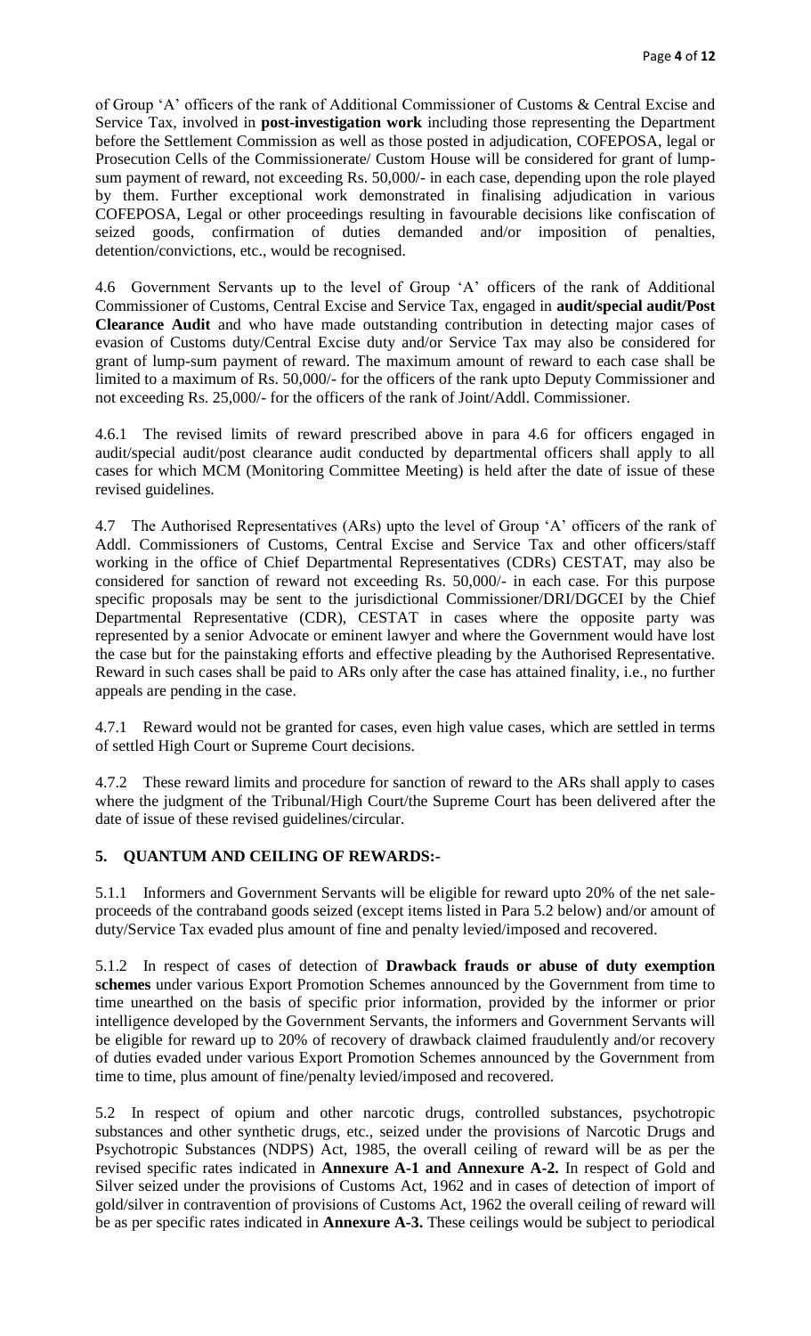of Group 'A' officers of the rank of Additional Commissioner of Customs & Central Excise and Service Tax, involved in **post-investigation work** including those representing the Department before the Settlement Commission as well as those posted in adjudication, COFEPOSA, legal or Prosecution Cells of the Commissionerate/ Custom House will be considered for grant of lump-sum payment of reward, not exceeding Rs. 50,000/- in each case, depending upon the role played by them. Further exceptional work demonstrated in finalising adjudication in various COFEPOSA, Legal or other proceedings resulting in favourable decisions like confiscation of seized goods, confirmation of duties demanded and/or imposition of penalties, detention/convictions, etc., would be recognised.

4.6 Government Servants up to the level of Group 'A' officers of the rank of Additional Commissioner of Customs, Central Excise and Service Tax, engaged in **audit/special audit/Post Clearance Audit** and who have made outstanding contribution in detecting major cases of evasion of Customs duty/Central Excise duty and/or Service Tax may also be considered for grant of lump-sum payment of reward. The maximum amount of reward to each case shall be limited to a maximum of Rs. 50,000/- for the officers of the rank upto Deputy Commissioner and not exceeding Rs. 25,000/- for the officers of the rank of Joint/Addl. Commissioner.

4.6.1 The revised limits of reward prescribed above in para 4.6 for officers engaged in audit/special audit/post clearance audit conducted by departmental officers shall apply to all cases for which MCM (Monitoring Committee Meeting) is held after the date of issue of these revised guidelines.

4.7 The Authorised Representatives (ARs) upto the level of Group 'A' officers of the rank of Addl. Commissioners of Customs, Central Excise and Service Tax and other officers/staff working in the office of Chief Departmental Representatives (CDRs) CESTAT, may also be considered for sanction of reward not exceeding Rs. 50,000/- in each case. For this purpose specific proposals may be sent to the jurisdictional Commissioner/DRI/DGCEI by the Chief Departmental Representative (CDR), CESTAT in cases where the opposite party was represented by a senior Advocate or eminent lawyer and where the Government would have lost the case but for the painstaking efforts and effective pleading by the Authorised Representative. Reward in such cases shall be paid to ARs only after the case has attained finality, i.e., no further appeals are pending in the case.

4.7.1 Reward would not be granted for cases, even high value cases, which are settled in terms of settled High Court or Supreme Court decisions.

4.7.2 These reward limits and procedure for sanction of reward to the ARs shall apply to cases where the judgment of the Tribunal/High Court/the Supreme Court has been delivered after the date of issue of these revised guidelines/circular.

## 5. QUANTUM AND CEILING OF REWARDS:-

5.1.1 Informers and Government Servants will be eligible for reward upto 20% of the net sale-proceeds of the contraband goods seized (except items listed in Para 5.2 below) and/or amount of duty/Service Tax evaded plus amount of fine and penalty levied/imposed and recovered.

5.1.2 In respect of cases of detection of **Drawback frauds or abuse of duty exemption schemes** under various Export Promotion Schemes announced by the Government from time to time unearthed on the basis of specific prior information, provided by the informer or prior intelligence developed by the Government Servants, the informers and Government Servants will be eligible for reward up to 20% of recovery of drawback claimed fraudulently and/or recovery of duties evaded under various Export Promotion Schemes announced by the Government from time to time, plus amount of fine/penalty levied/imposed and recovered.

5.2 In respect of opium and other narcotic drugs, controlled substances, psychotropic substances and other synthetic drugs, etc., seized under the provisions of Narcotic Drugs and Psychotropic Substances (NDPS) Act, 1985, the overall ceiling of reward will be as per the revised specific rates indicated in **Annexure A-1 and Annexure A-2.** In respect of Gold and Silver seized under the provisions of Customs Act, 1962 and in cases of detection of import of gold/silver in contravention of provisions of Customs Act, 1962 the overall ceiling of reward will be as per specific rates indicated in **Annexure A-3.** These ceilings would be subject to periodical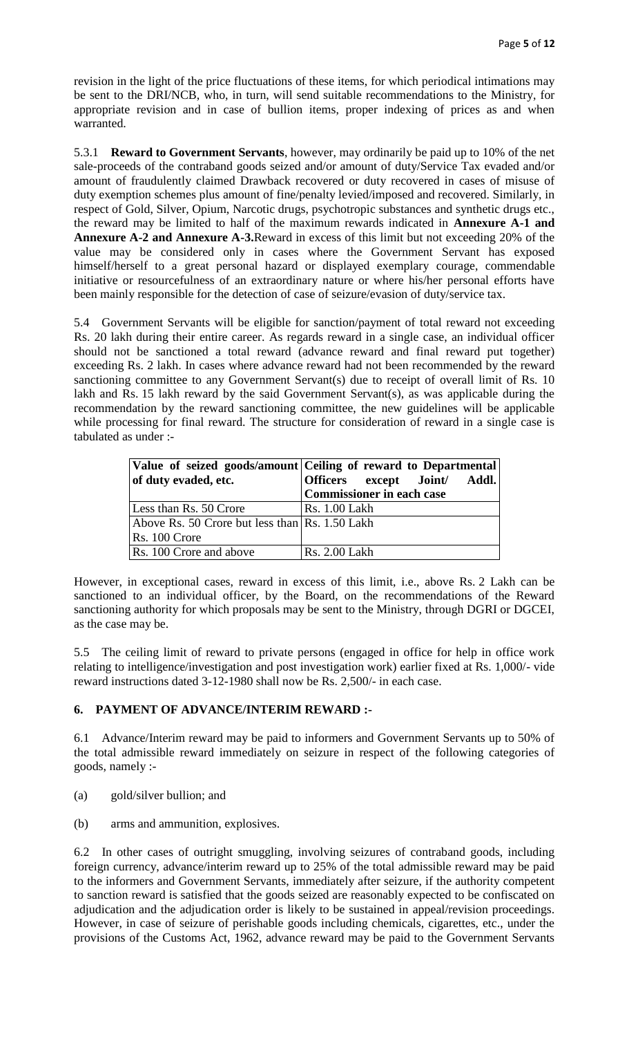revision in the light of the price fluctuations of these items, for which periodical intimations may be sent to the DRI/NCB, who, in turn, will send suitable recommendations to the Ministry, for appropriate revision and in case of bullion items, proper indexing of prices as and when warranted.

5.3.1 **Reward to Government Servants**, however, may ordinarily be paid up to 10% of the net sale-proceeds of the contraband goods seized and/or amount of duty/Service Tax evaded and/or amount of fraudulently claimed Drawback recovered or duty recovered in cases of misuse of duty exemption schemes plus amount of fine/penalty levied/imposed and recovered. Similarly, in respect of Gold, Silver, Opium, Narcotic drugs, psychotropic substances and synthetic drugs etc., the reward may be limited to half of the maximum rewards indicated in **Annexure A-1 and Annexure A-2 and Annexure A-3.** Reward in excess of this limit but not exceeding 20% of the value may be considered only in cases where the Government Servant has exposed himself/herself to a great personal hazard or displayed exemplary courage, commendable initiative or resourcefulness of an extraordinary nature or where his/her personal efforts have been mainly responsible for the detection of case of seizure/evasion of duty/service tax.

5.4 Government Servants will be eligible for sanction/payment of total reward not exceeding Rs. 20 lakh during their entire career. As regards reward in a single case, an individual officer should not be sanctioned a total reward (advance reward and final reward put together) exceeding Rs. 2 lakh. In cases where advance reward had not been recommended by the reward sanctioning committee to any Government Servant(s) due to receipt of overall limit of Rs. 10 lakh and Rs. 15 lakh reward by the said Government Servant(s), as was applicable during the recommendation by the reward sanctioning committee, the new guidelines will be applicable while processing for final reward. The structure for consideration of reward in a single case is tabulated as under :-

| Value of seized goods/amount of duty evaded, etc. | Ceiling of reward to Departmental Officers except Joint/ Addl. Commissioner in each case |
|---|---|
| Less than Rs. 50 Crore | Rs. 1.00 Lakh |
| Above Rs. 50 Crore but less than Rs. 100 Crore | Rs. 1.50 Lakh |
| Rs. 100 Crore and above | Rs. 2.00 Lakh |

However, in exceptional cases, reward in excess of this limit, i.e., above Rs. 2 Lakh can be sanctioned to an individual officer, by the Board, on the recommendations of the Reward sanctioning authority for which proposals may be sent to the Ministry, through DGRI or DGCEI, as the case may be.

5.5 The ceiling limit of reward to private persons (engaged in office for help in office work relating to intelligence/investigation and post investigation work) earlier fixed at Rs. 1,000/- vide reward instructions dated 3-12-1980 shall now be Rs. 2,500/- in each case.

## 6. PAYMENT OF ADVANCE/INTERIM REWARD :-

6.1 Advance/Interim reward may be paid to informers and Government Servants up to 50% of the total admissible reward immediately on seizure in respect of the following categories of goods, namely :-

(a) gold/silver bullion; and

(b) arms and ammunition, explosives.

6.2 In other cases of outright smuggling, involving seizures of contraband goods, including foreign currency, advance/interim reward up to 25% of the total admissible reward may be paid to the informers and Government Servants, immediately after seizure, if the authority competent to sanction reward is satisfied that the goods seized are reasonably expected to be confiscated on adjudication and the adjudication order is likely to be sustained in appeal/revision proceedings. However, in case of seizure of perishable goods including chemicals, cigarettes, etc., under the provisions of the Customs Act, 1962, advance reward may be paid to the Government Servants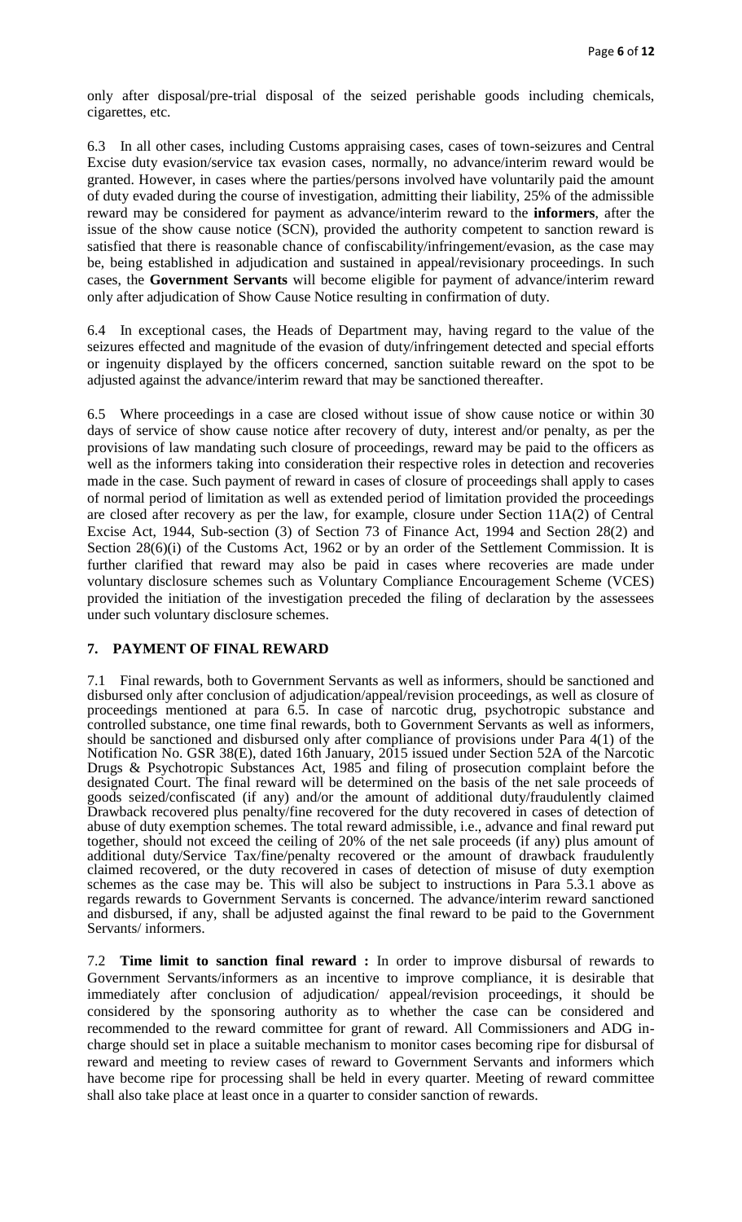only after disposal/pre-trial disposal of the seized perishable goods including chemicals, cigarettes, etc.

6.3 In all other cases, including Customs appraising cases, cases of town-seizures and Central Excise duty evasion/service tax evasion cases, normally, no advance/interim reward would be granted. However, in cases where the parties/persons involved have voluntarily paid the amount of duty evaded during the course of investigation, admitting their liability, 25% of the admissible reward may be considered for payment as advance/interim reward to the **informers**, after the issue of the show cause notice (SCN), provided the authority competent to sanction reward is satisfied that there is reasonable chance of confiscability/infringement/evasion, as the case may be, being established in adjudication and sustained in appeal/revisionary proceedings. In such cases, the **Government Servants** will become eligible for payment of advance/interim reward only after adjudication of Show Cause Notice resulting in confirmation of duty.

6.4 In exceptional cases, the Heads of Department may, having regard to the value of the seizures effected and magnitude of the evasion of duty/infringement detected and special efforts or ingenuity displayed by the officers concerned, sanction suitable reward on the spot to be adjusted against the advance/interim reward that may be sanctioned thereafter.

6.5 Where proceedings in a case are closed without issue of show cause notice or within 30 days of service of show cause notice after recovery of duty, interest and/or penalty, as per the provisions of law mandating such closure of proceedings, reward may be paid to the officers as well as the informers taking into consideration their respective roles in detection and recoveries made in the case. Such payment of reward in cases of closure of proceedings shall apply to cases of normal period of limitation as well as extended period of limitation provided the proceedings are closed after recovery as per the law, for example, closure under Section 11A(2) of Central Excise Act, 1944, Sub-section (3) of Section 73 of Finance Act, 1994 and Section 28(2) and Section 28(6)(i) of the Customs Act, 1962 or by an order of the Settlement Commission. It is further clarified that reward may also be paid in cases where recoveries are made under voluntary disclosure schemes such as Voluntary Compliance Encouragement Scheme (VCES) provided the initiation of the investigation preceded the filing of declaration by the assessees under such voluntary disclosure schemes.

## 7. PAYMENT OF FINAL REWARD

7.1 Final rewards, both to Government Servants as well as informers, should be sanctioned and disbursed only after conclusion of adjudication/appeal/revision proceedings, as well as closure of proceedings mentioned at para 6.5. In case of narcotic drug, psychotropic substance and controlled substance, one time final rewards, both to Government Servants as well as informers, should be sanctioned and disbursed only after compliance of provisions under Para 4(1) of the Notification No. GSR 38(E), dated 16th January, 2015 issued under Section 52A of the Narcotic Drugs & Psychotropic Substances Act, 1985 and filing of prosecution complaint before the designated Court. The final reward will be determined on the basis of the net sale proceeds of goods seized/confiscated (if any) and/or the amount of additional duty/fraudulently claimed Drawback recovered plus penalty/fine recovered for the duty recovered in cases of detection of abuse of duty exemption schemes. The total reward admissible, i.e., advance and final reward put together, should not exceed the ceiling of 20% of the net sale proceeds (if any) plus amount of additional duty/Service Tax/fine/penalty recovered or the amount of drawback fraudulently claimed recovered, or the duty recovered in cases of detection of misuse of duty exemption schemes as the case may be. This will also be subject to instructions in Para 5.3.1 above as regards rewards to Government Servants is concerned. The advance/interim reward sanctioned and disbursed, if any, shall be adjusted against the final reward to be paid to the Government Servants/ informers.

7.2 **Time limit to sanction final reward :** In order to improve disbursal of rewards to Government Servants/informers as an incentive to improve compliance, it is desirable that immediately after conclusion of adjudication/ appeal/revision proceedings, it should be considered by the sponsoring authority as to whether the case can be considered and recommended to the reward committee for grant of reward. All Commissioners and ADG in-charge should set in place a suitable mechanism to monitor cases becoming ripe for disbursal of reward and meeting to review cases of reward to Government Servants and informers which have become ripe for processing shall be held in every quarter. Meeting of reward committee shall also take place at least once in a quarter to consider sanction of rewards.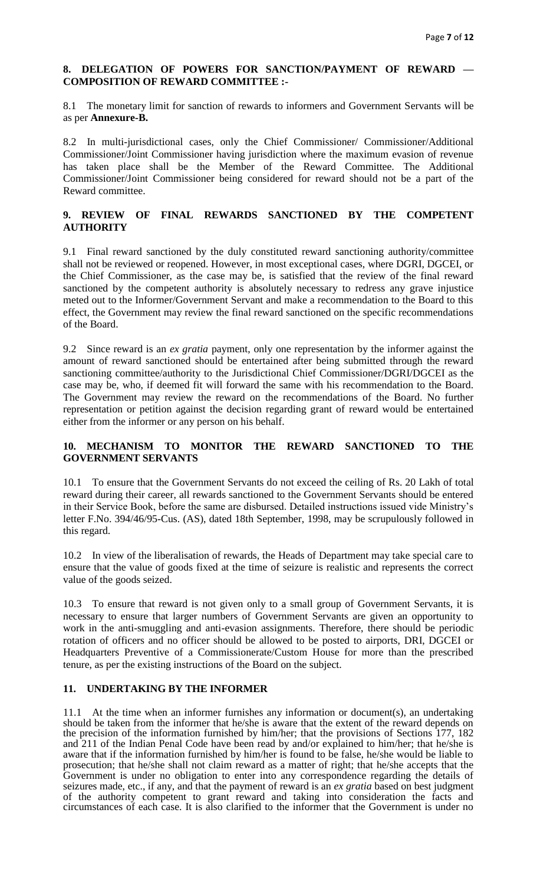## 8. DELEGATION OF POWERS FOR SANCTION/PAYMENT OF REWARD — COMPOSITION OF REWARD COMMITTEE :-

8.1 The monetary limit for sanction of rewards to informers and Government Servants will be as per **Annexure-B.**

8.2 In multi-jurisdictional cases, only the Chief Commissioner/ Commissioner/Additional Commissioner/Joint Commissioner having jurisdiction where the maximum evasion of revenue has taken place shall be the Member of the Reward Committee. The Additional Commissioner/Joint Commissioner being considered for reward should not be a part of the Reward committee.

## 9. REVIEW OF FINAL REWARDS SANCTIONED BY THE COMPETENT AUTHORITY

9.1 Final reward sanctioned by the duly constituted reward sanctioning authority/committee shall not be reviewed or reopened. However, in most exceptional cases, where DGRI, DGCEI, or the Chief Commissioner, as the case may be, is satisfied that the review of the final reward sanctioned by the competent authority is absolutely necessary to redress any grave injustice meted out to the Informer/Government Servant and make a recommendation to the Board to this effect, the Government may review the final reward sanctioned on the specific recommendations of the Board.

9.2 Since reward is an *ex gratia* payment, only one representation by the informer against the amount of reward sanctioned should be entertained after being submitted through the reward sanctioning committee/authority to the Jurisdictional Chief Commissioner/DGRI/DGCEI as the case may be, who, if deemed fit will forward the same with his recommendation to the Board. The Government may review the reward on the recommendations of the Board. No further representation or petition against the decision regarding grant of reward would be entertained either from the informer or any person on his behalf.

## 10. MECHANISM TO MONITOR THE REWARD SANCTIONED TO THE GOVERNMENT SERVANTS

10.1 To ensure that the Government Servants do not exceed the ceiling of Rs. 20 Lakh of total reward during their career, all rewards sanctioned to the Government Servants should be entered in their Service Book, before the same are disbursed. Detailed instructions issued vide Ministry's letter F.No. 394/46/95-Cus. (AS), dated 18th September, 1998, may be scrupulously followed in this regard.

10.2 In view of the liberalisation of rewards, the Heads of Department may take special care to ensure that the value of goods fixed at the time of seizure is realistic and represents the correct value of the goods seized.

10.3 To ensure that reward is not given only to a small group of Government Servants, it is necessary to ensure that larger numbers of Government Servants are given an opportunity to work in the anti-smuggling and anti-evasion assignments. Therefore, there should be periodic rotation of officers and no officer should be allowed to be posted to airports, DRI, DGCEI or Headquarters Preventive of a Commissionerate/Custom House for more than the prescribed tenure, as per the existing instructions of the Board on the subject.

## 11. UNDERTAKING BY THE INFORMER

11.1 At the time when an informer furnishes any information or document(s), an undertaking should be taken from the informer that he/she is aware that the extent of the reward depends on the precision of the information furnished by him/her; that the provisions of Sections 177, 182 and 211 of the Indian Penal Code have been read by and/or explained to him/her; that he/she is aware that if the information furnished by him/her is found to be false, he/she would be liable to prosecution; that he/she shall not claim reward as a matter of right; that he/she accepts that the Government is under no obligation to enter into any correspondence regarding the details of seizures made, etc., if any, and that the payment of reward is an *ex gratia* based on best judgment of the authority competent to grant reward and taking into consideration the facts and circumstances of each case. It is also clarified to the informer that the Government is under no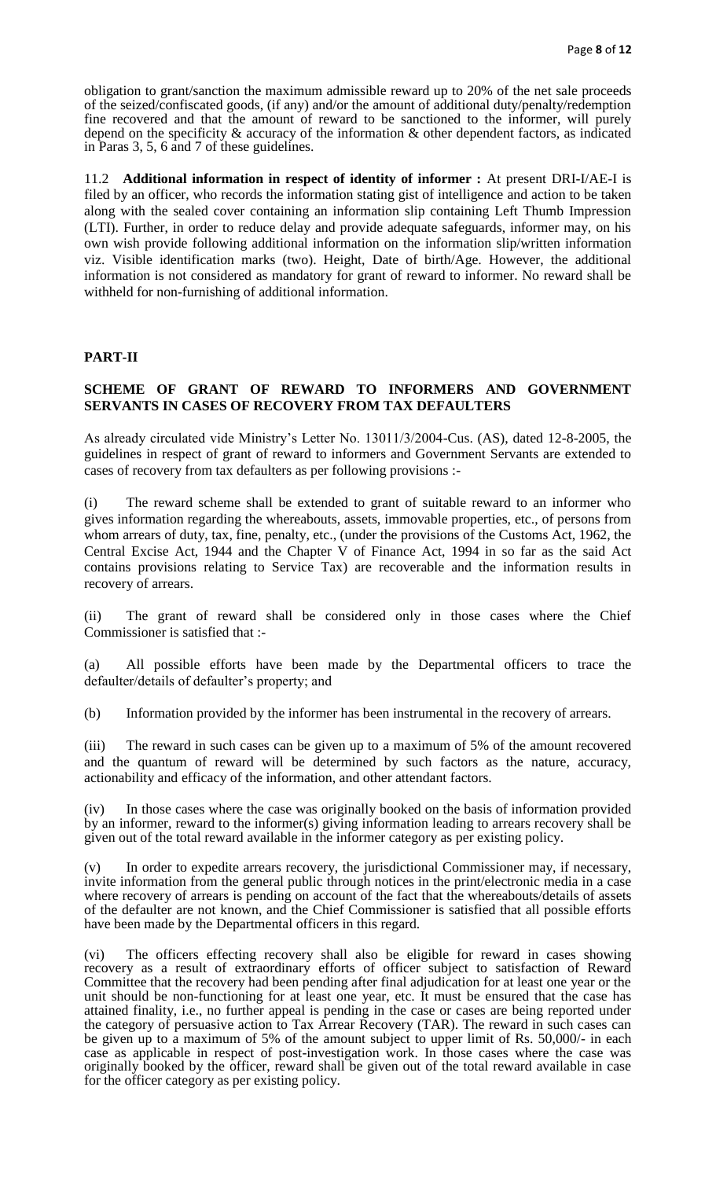obligation to grant/sanction the maximum admissible reward up to 20% of the net sale proceeds of the seized/confiscated goods, (if any) and/or the amount of additional duty/penalty/redemption fine recovered and that the amount of reward to be sanctioned to the informer, will purely depend on the specificity & accuracy of the information & other dependent factors, as indicated in Paras 3, 5, 6 and 7 of these guidelines.

11.2 **Additional information in respect of identity of informer :** At present DRI-I/AE-I is filed by an officer, who records the information stating gist of intelligence and action to be taken along with the sealed cover containing an information slip containing Left Thumb Impression (LTI). Further, in order to reduce delay and provide adequate safeguards, informer may, on his own wish provide following additional information on the information slip/written information viz. Visible identification marks (two). Height, Date of birth/Age. However, the additional information is not considered as mandatory for grant of reward to informer. No reward shall be withheld for non-furnishing of additional information.

## PART-II

### SCHEME OF GRANT OF REWARD TO INFORMERS AND GOVERNMENT SERVANTS IN CASES OF RECOVERY FROM TAX DEFAULTERS

As already circulated vide Ministry's Letter No. 13011/3/2004-Cus. (AS), dated 12-8-2005, the guidelines in respect of grant of reward to informers and Government Servants are extended to cases of recovery from tax defaulters as per following provisions :-

(i) The reward scheme shall be extended to grant of suitable reward to an informer who gives information regarding the whereabouts, assets, immovable properties, etc., of persons from whom arrears of duty, tax, fine, penalty, etc., (under the provisions of the Customs Act, 1962, the Central Excise Act, 1944 and the Chapter V of Finance Act, 1994 in so far as the said Act contains provisions relating to Service Tax) are recoverable and the information results in recovery of arrears.

(ii) The grant of reward shall be considered only in those cases where the Chief Commissioner is satisfied that :-

(a) All possible efforts have been made by the Departmental officers to trace the defaulter/details of defaulter's property; and

(b) Information provided by the informer has been instrumental in the recovery of arrears.

(iii) The reward in such cases can be given up to a maximum of 5% of the amount recovered and the quantum of reward will be determined by such factors as the nature, accuracy, actionability and efficacy of the information, and other attendant factors.

(iv) In those cases where the case was originally booked on the basis of information provided by an informer, reward to the informer(s) giving information leading to arrears recovery shall be given out of the total reward available in the informer category as per existing policy.

(v) In order to expedite arrears recovery, the jurisdictional Commissioner may, if necessary, invite information from the general public through notices in the print/electronic media in a case where recovery of arrears is pending on account of the fact that the whereabouts/details of assets of the defaulter are not known, and the Chief Commissioner is satisfied that all possible efforts have been made by the Departmental officers in this regard.

(vi) The officers effecting recovery shall also be eligible for reward in cases showing recovery as a result of extraordinary efforts of officer subject to satisfaction of Reward Committee that the recovery had been pending after final adjudication for at least one year or the unit should be non-functioning for at least one year, etc. It must be ensured that the case has attained finality, i.e., no further appeal is pending in the case or cases are being reported under the category of persuasive action to Tax Arrear Recovery (TAR). The reward in such cases can be given up to a maximum of 5% of the amount subject to upper limit of Rs. 50,000/- in each case as applicable in respect of post-investigation work. In those cases where the case was originally booked by the officer, reward shall be given out of the total reward available in case for the officer category as per existing policy.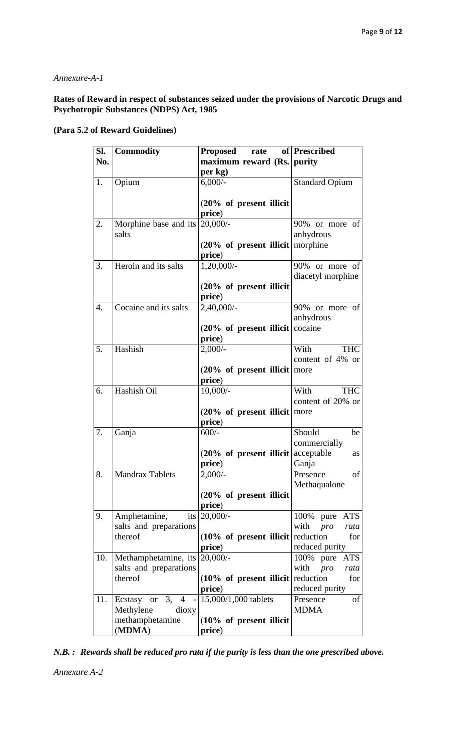*Annexure-A-1*

**Rates of Reward in respect of substances seized under the provisions of Narcotic Drugs and Psychotropic Substances (NDPS) Act, 1985**

**(Para 5.2 of Reward Guidelines)**

| Sl. No. | Commodity | Proposed rate of maximum reward (Rs. per kg) | Prescribed purity |
|---|---|---|---|
| 1. | Opium | 6,000/- (**20% of present illicit price**) | Standard Opium |
| 2. | Morphine base and its salts | 20,000/- (**20% of present illicit price**) | 90% or more of anhydrous morphine |
| 3. | Heroin and its salts | 1,20,000/- (**20% of present illicit price**) | 90% or more of diacetyl morphine |
| 4. | Cocaine and its salts | 2,40,000/- (**20% of present illicit price**) | 90% or more of anhydrous cocaine |
| 5. | Hashish | 2,000/- (**20% of present illicit price**) | With THC content of 4% or more |
| 6. | Hashish Oil | 10,000/- (**20% of present illicit price**) | With THC content of 20% or more |
| 7. | Ganja | 600/- (**20% of present illicit price**) | Should be commercially acceptable as Ganja |
| 8. | Mandrax Tablets | 2,000/- (**20% of present illicit price**) | Presence of Methaqualone |
| 9. | Amphetamine, its salts and preparations thereof | 20,000/- (**10% of present illicit price**) | 100% pure ATS with *pro rata* reduction for reduced purity |
| 10. | Methamphetamine, its salts and preparations thereof | 20,000/- (**10% of present illicit price**) | 100% pure ATS with *pro rata* reduction for reduced purity |
| 11. | Ecstasy or 3, 4 - Methylene dioxy methamphetamine (**MDMA**) | 15,000/1,000 tablets (**10% of present illicit price**) | Presence of MDMA |

***N.B. : Rewards shall be reduced pro rata if the purity is less than the one prescribed above.***

*Annexure A-2*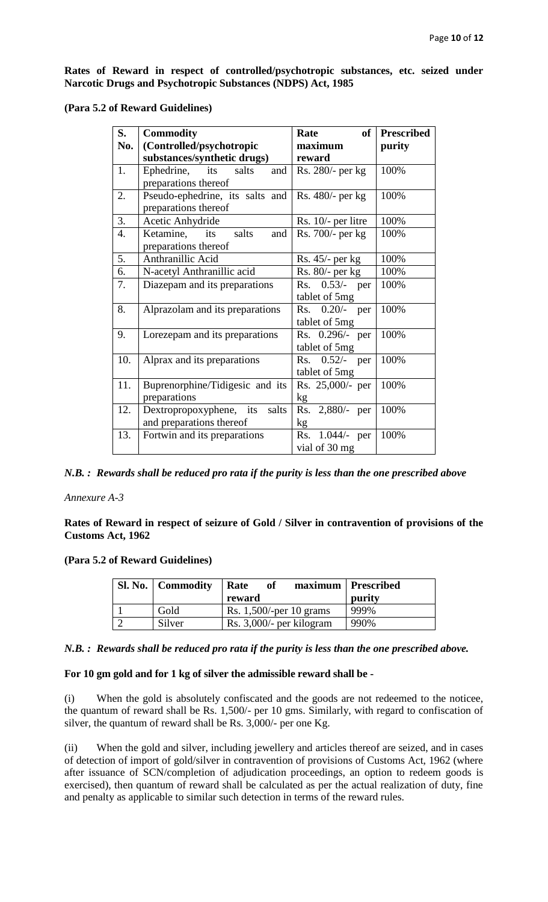**Rates of Reward in respect of controlled/psychotropic substances, etc. seized under Narcotic Drugs and Psychotropic Substances (NDPS) Act, 1985**

**(Para 5.2 of Reward Guidelines)**

| S. No. | Commodity (Controlled/psychotropic substances/synthetic drugs) | Rate of maximum reward | Prescribed purity |
|---|---|---|---|
| 1. | Ephedrine, its salts and preparations thereof | Rs. 280/- per kg | 100% |
| 2. | Pseudo-ephedrine, its salts and preparations thereof | Rs. 480/- per kg | 100% |
| 3. | Acetic Anhydride | Rs. 10/- per litre | 100% |
| 4. | Ketamine, its salts and preparations thereof | Rs. 700/- per kg | 100% |
| 5. | Anthranillic Acid | Rs. 45/- per kg | 100% |
| 6. | N-acetyl Anthranillic acid | Rs. 80/- per kg | 100% |
| 7. | Diazepam and its preparations | Rs. 0.53/- per tablet of 5mg | 100% |
| 8. | Alprazolam and its preparations | Rs. 0.20/- per tablet of 5mg | 100% |
| 9. | Lorezepam and its preparations | Rs. 0.296/- per tablet of 5mg | 100% |
| 10. | Alprax and its preparations | Rs. 0.52/- per tablet of 5mg | 100% |
| 11. | Buprenorphine/Tidigesic and its preparations | Rs. 25,000/- per kg | 100% |
| 12. | Dextropropoxyphene, its salts and preparations thereof | Rs. 2,880/- per kg | 100% |
| 13. | Fortwin and its preparations | Rs. 1.044/- per vial of 30 mg | 100% |

*N.B. : Rewards shall be reduced pro rata if the purity is less than the one prescribed above*

*Annexure A-3*

**Rates of Reward in respect of seizure of Gold / Silver in contravention of provisions of the Customs Act, 1962**

**(Para 5.2 of Reward Guidelines)**

| Sl. No. | Commodity | Rate of maximum reward | Prescribed purity |
|---|---|---|---|
| 1 | Gold | Rs. 1,500/-per 10 grams | 999% |
| 2 | Silver | Rs. 3,000/- per kilogram | 990% |

*N.B. : Rewards shall be reduced pro rata if the purity is less than the one prescribed above.*

**For 10 gm gold and for 1 kg of silver the admissible reward shall be -**

(i) When the gold is absolutely confiscated and the goods are not redeemed to the noticee, the quantum of reward shall be Rs. 1,500/- per 10 gms. Similarly, with regard to confiscation of silver, the quantum of reward shall be Rs. 3,000/- per one Kg.

(ii) When the gold and silver, including jewellery and articles thereof are seized, and in cases of detection of import of gold/silver in contravention of provisions of Customs Act, 1962 (where after issuance of SCN/completion of adjudication proceedings, an option to redeem goods is exercised), then quantum of reward shall be calculated as per the actual realization of duty, fine and penalty as applicable to similar such detection in terms of the reward rules.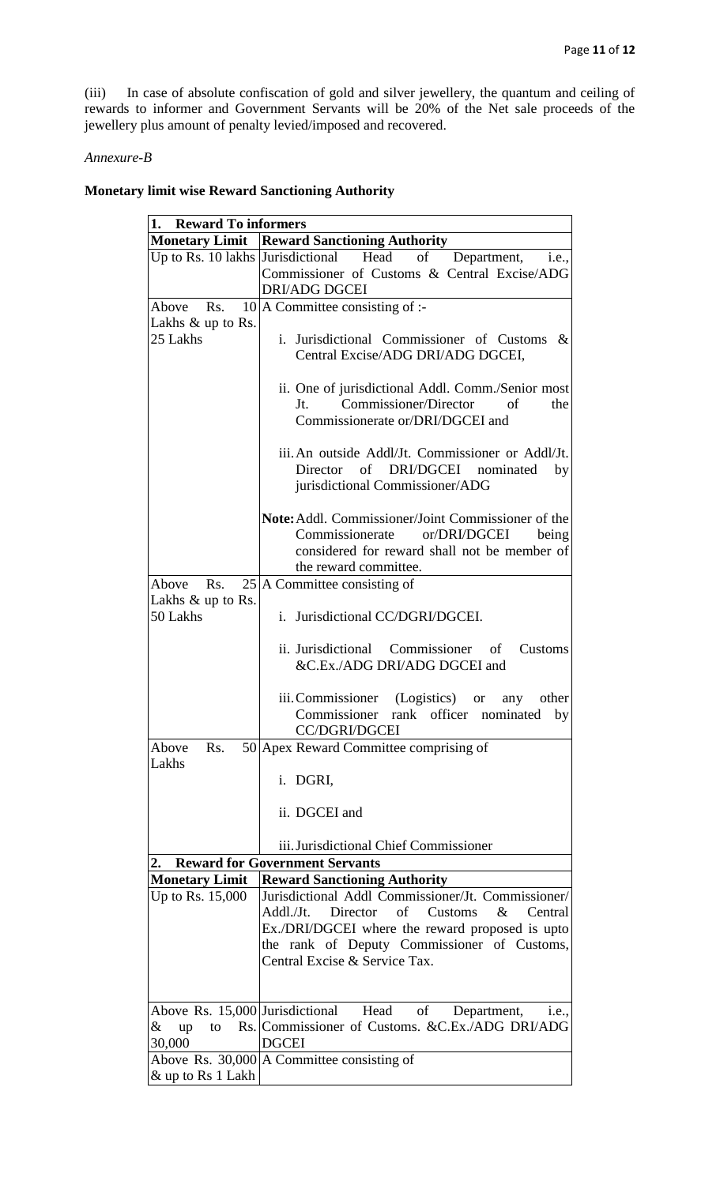(iii) In case of absolute confiscation of gold and silver jewellery, the quantum and ceiling of rewards to informer and Government Servants will be 20% of the Net sale proceeds of the jewellery plus amount of penalty levied/imposed and recovered.

*Annexure-B*

**Monetary limit wise Reward Sanctioning Authority**

| **1. Reward To informers** | |
|---|---|
| **Monetary Limit** | **Reward Sanctioning Authority** |
| Up to Rs. 10 lakhs | Jurisdictional Head of Department, i.e., Commissioner of Customs & Central Excise/ADG DRI/ADG DGCEI |
| Above Rs. 10 Lakhs & up to Rs. 25 Lakhs | A Committee consisting of :-<br><br>i. Jurisdictional Commissioner of Customs & Central Excise/ADG DRI/ADG DGCEI,<br><br>ii. One of jurisdictional Addl. Comm./Senior most Jt. Commissioner/Director of the Commissionerate or/DRI/DGCEI and<br><br>iii. An outside Addl/Jt. Commissioner or Addl/Jt. Director of DRI/DGCEI nominated by jurisdictional Commissioner/ADG<br><br>**Note:** Addl. Commissioner/Joint Commissioner of the Commissionerate or/DRI/DGCEI being considered for reward shall not be member of the reward committee. |
| Above Rs. 25 Lakhs & up to Rs. 50 Lakhs | A Committee consisting of<br><br>i. Jurisdictional CC/DGRI/DGCEI.<br><br>ii. Jurisdictional Commissioner of Customs &C.Ex./ADG DRI/ADG DGCEI and<br><br>iii. Commissioner (Logistics) or any other Commissioner rank officer nominated by CC/DGRI/DGCEI |
| Above Rs. 50 Lakhs | Apex Reward Committee comprising of<br><br>i. DGRI,<br><br>ii. DGCEI and<br><br>iii. Jurisdictional Chief Commissioner |
| **2. Reward for Government Servants** | |
| **Monetary Limit** | **Reward Sanctioning Authority** |
| Up to Rs. 15,000 | Jurisdictional Addl Commissioner/Jt. Commissioner/ Addl./Jt. Director of Customs & Central Ex./DRI/DGCEI where the reward proposed is upto the rank of Deputy Commissioner of Customs, Central Excise & Service Tax. |
| Above Rs. 15,000 & up to Rs. 30,000 | Jurisdictional Head of Department, i.e., Commissioner of Customs. &C.Ex./ADG DRI/ADG DGCEI |
| Above Rs. 30,000 & up to Rs 1 Lakh | A Committee consisting of |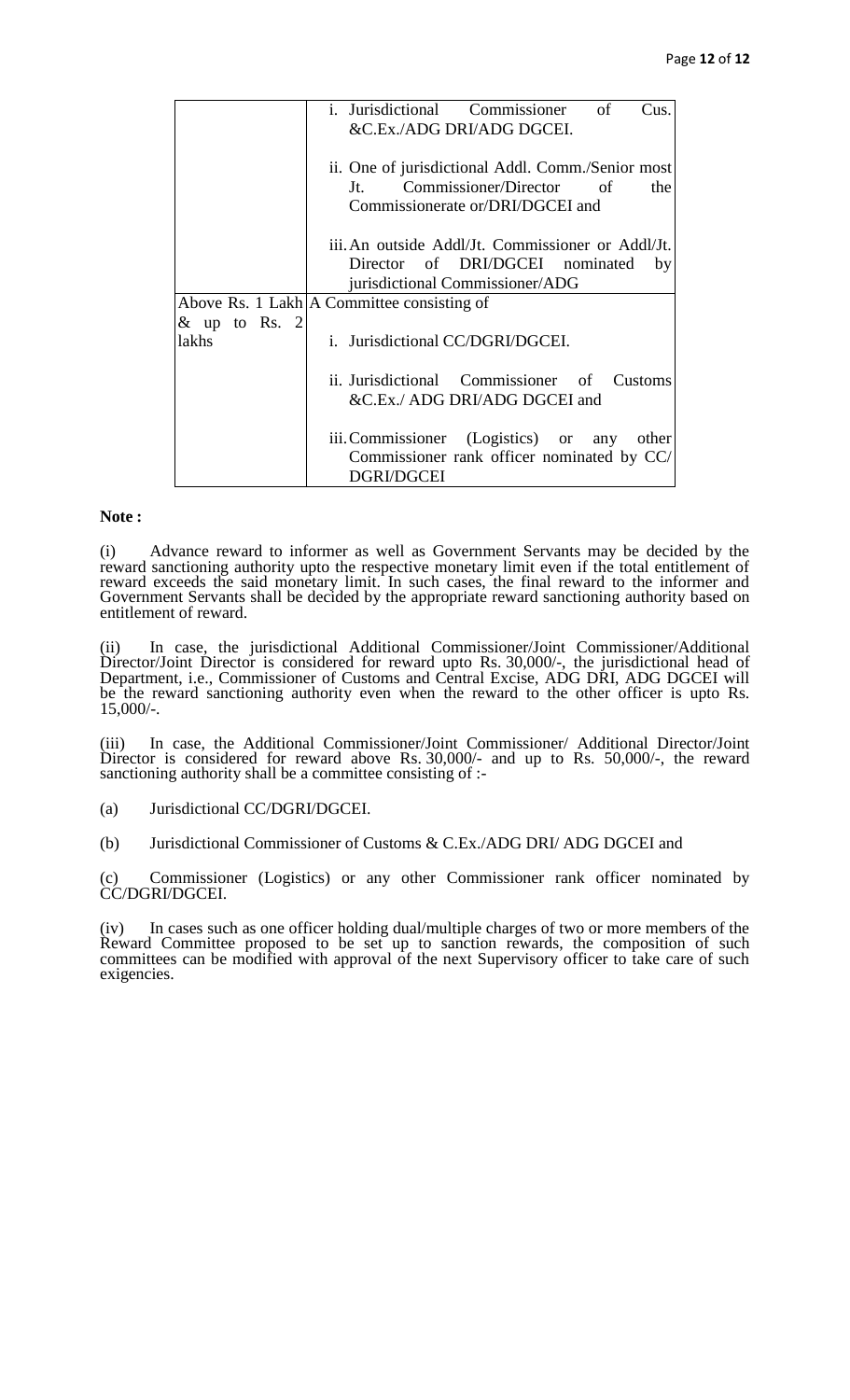| | |
|---|---|
| | i. Jurisdictional Commissioner of Cus. &C.Ex./ADG DRI/ADG DGCEI.<br><br>ii. One of jurisdictional Addl. Comm./Senior most Jt. Commissioner/Director of the Commissionerate or/DRI/DGCEI and<br><br>iii. An outside Addl/Jt. Commissioner or Addl/Jt. Director of DRI/DGCEI nominated by jurisdictional Commissioner/ADG |
| Above Rs. 1 Lakh & up to Rs. 2 lakhs | A Committee consisting of<br><br>i. Jurisdictional CC/DGRI/DGCEI.<br><br>ii. Jurisdictional Commissioner of Customs &C.Ex./ ADG DRI/ADG DGCEI and<br><br>iii. Commissioner (Logistics) or any other Commissioner rank officer nominated by CC/ DGRI/DGCEI |

**Note :**

(i) Advance reward to informer as well as Government Servants may be decided by the reward sanctioning authority upto the respective monetary limit even if the total entitlement of reward exceeds the said monetary limit. In such cases, the final reward to the informer and Government Servants shall be decided by the appropriate reward sanctioning authority based on entitlement of reward.

(ii) In case, the jurisdictional Additional Commissioner/Joint Commissioner/Additional Director/Joint Director is considered for reward upto Rs. 30,000/-, the jurisdictional head of Department, i.e., Commissioner of Customs and Central Excise, ADG DRI, ADG DGCEI will be the reward sanctioning authority even when the reward to the other officer is upto Rs. 15,000/-.

(iii) In case, the Additional Commissioner/Joint Commissioner/ Additional Director/Joint Director is considered for reward above Rs. 30,000/- and up to Rs. 50,000/-, the reward sanctioning authority shall be a committee consisting of :-

(a) Jurisdictional CC/DGRI/DGCEI.

(b) Jurisdictional Commissioner of Customs & C.Ex./ADG DRI/ ADG DGCEI and

(c) Commissioner (Logistics) or any other Commissioner rank officer nominated by CC/DGRI/DGCEI.

(iv) In cases such as one officer holding dual/multiple charges of two or more members of the Reward Committee proposed to be set up to sanction rewards, the composition of such committees can be modified with approval of the next Supervisory officer to take care of such exigencies.